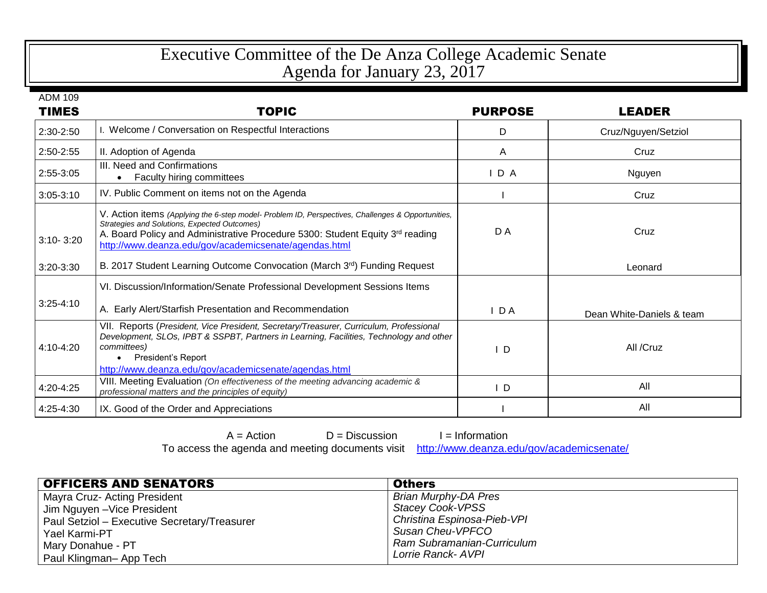# Executive Committee of the De Anza College Academic Senate
# Agenda for January 23, 2017

ADM 109

| TIMES | TOPIC | PURPOSE | LEADER |
|---|---|---|---|
| 2:30-2:50 | I. Welcome / Conversation on Respectful Interactions | D | Cruz/Nguyen/Setziol |
| 2:50-2:55 | II. Adoption of Agenda | A | Cruz |
| 2:55-3:05 | III. Need and Confirmations<br>• Faculty hiring committees | I D A | Nguyen |
| 3:05-3:10 | IV. Public Comment on items not on the Agenda | I | Cruz |
| 3:10- 3:20 | V. Action items *(Applying the 6-step model- Problem ID, Perspectives, Challenges & Opportunities, Strategies and Solutions, Expected Outcomes)*<br>A. Board Policy and Administrative Procedure 5300: Student Equity 3rd reading<br>http://www.deanza.edu/gov/academicsenate/agendas.html | D A | Cruz |
| 3:20-3:30 | B. 2017 Student Learning Outcome Convocation (March 3rd) Funding Request | | Leonard |
| 3:25-4:10 | VI. Discussion/Information/Senate Professional Development Sessions Items<br>A. Early Alert/Starfish Presentation and Recommendation | I D A | Dean White-Daniels & team |
| 4:10-4:20 | VII. Reports (*President, Vice President, Secretary/Treasurer, Curriculum, Professional Development, SLOs, IPBT & SSPBT, Partners in Learning, Facilities, Technology and other committees)*<br>• President's Report<br>http://www.deanza.edu/gov/academicsenate/agendas.html | I D | All /Cruz |
| 4:20-4:25 | VIII. Meeting Evaluation *(On effectiveness of the meeting advancing academic & professional matters and the principles of equity)* | I D | All |
| 4:25-4:30 | IX. Good of the Order and Appreciations | I | All |

A = Action   D = Discussion   I = Information

To access the agenda and meeting documents visit http://www.deanza.edu/gov/academicsenate/

| OFFICERS AND SENATORS | Others |
|---|---|
| Mayra Cruz- Acting President | *Brian Murphy-DA Pres* |
| Jim Nguyen –Vice President | *Stacey Cook-VPSS* |
| Paul Setziol – Executive Secretary/Treasurer | *Christina Espinosa-Pieb-VPI* |
| Yael Karmi-PT | *Susan Cheu-VPFCO* |
| Mary Donahue - PT | *Ram Subramanian-Curriculum* |
| Paul Klingman– App Tech | *Lorrie Ranck- AVPI* |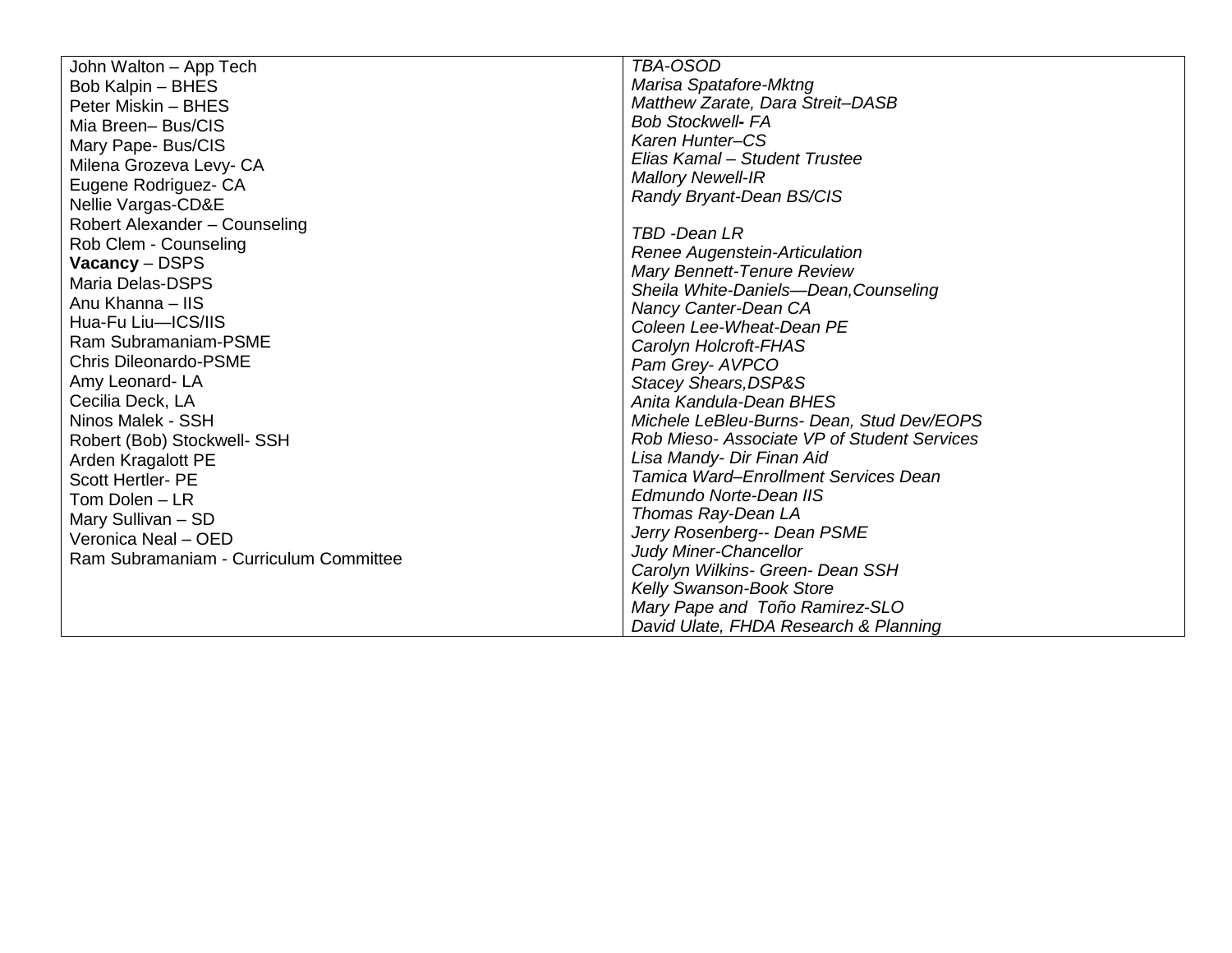| | |
|---|---|
| John Walton – App Tech<br>Bob Kalpin – BHES<br>Peter Miskin – BHES<br>Mia Breen– Bus/CIS<br>Mary Pape- Bus/CIS<br>Milena Grozeva Levy- CA<br>Eugene Rodriguez- CA<br>Nellie Vargas-CD&E<br>Robert Alexander – Counseling<br>Rob Clem - Counseling<br>**Vacancy** – DSPS<br>Maria Delas-DSPS<br>Anu Khanna – IIS<br>Hua-Fu Liu—ICS/IIS<br>Ram Subramaniam-PSME<br>Chris Dileonardo-PSME<br>Amy Leonard- LA<br>Cecilia Deck, LA<br>Ninos Malek - SSH<br>Robert (Bob) Stockwell- SSH<br>Arden Kragalott PE<br>Scott Hertler- PE<br>Tom Dolen – LR<br>Mary Sullivan – SD<br>Veronica Neal – OED<br>Ram Subramaniam - Curriculum Committee | *TBA-OSOD*<br>*Marisa Spatafore-Mktng*<br>*Matthew Zarate, Dara Streit–DASB*<br>*Bob Stockwell- FA*<br>*Karen Hunter–CS*<br>*Elias Kamal – Student Trustee*<br>*Mallory Newell-IR*<br>*Randy Bryant-Dean BS/CIS*<br><br>*TBD -Dean LR*<br>*Renee Augenstein-Articulation*<br>*Mary Bennett-Tenure Review*<br>*Sheila White-Daniels—Dean,Counseling*<br>*Nancy Canter-Dean CA*<br>*Coleen Lee-Wheat-Dean PE*<br>*Carolyn Holcroft-FHAS*<br>*Pam Grey- AVPCO*<br>*Stacey Shears,DSP&S*<br>*Anita Kandula-Dean BHES*<br>*Michele LeBleu-Burns- Dean, Stud Dev/EOPS*<br>*Rob Mieso- Associate VP of Student Services*<br>*Lisa Mandy- Dir Finan Aid*<br>*Tamica Ward–Enrollment Services Dean*<br>*Edmundo Norte-Dean IIS*<br>*Thomas Ray-Dean LA*<br>*Jerry Rosenberg-- Dean PSME*<br>*Judy Miner-Chancellor*<br>*Carolyn Wilkins- Green- Dean SSH*<br>*Kelly Swanson-Book Store*<br>*Mary Pape and Toño Ramirez-SLO*<br>*David Ulate, FHDA Research & Planning* |